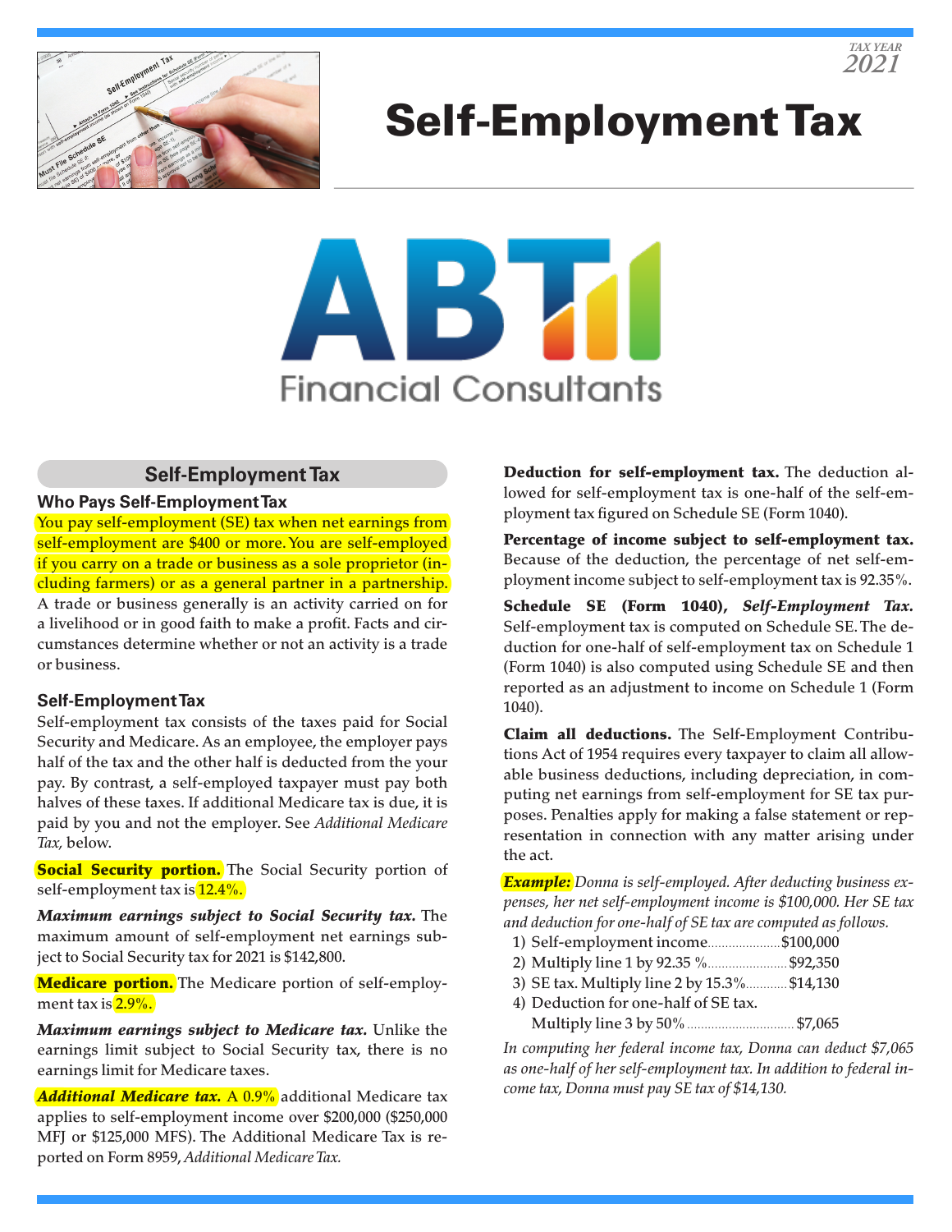TAX YEAR 2021

# Self-Employment Tax

ABT Financial Consultants

## Self-Employment Tax

### Who Pays Self-Employment Tax

You pay self-employment (SE) tax when net earnings from self-employment are $400 or more. You are self-employed if you carry on a trade or business as a sole proprietor (including farmers) or as a general partner in a partnership. A trade or business generally is an activity carried on for a livelihood or in good faith to make a profit. Facts and circumstances determine whether or not an activity is a trade or business.

### Self-Employment Tax

Self-employment tax consists of the taxes paid for Social Security and Medicare. As an employee, the employer pays half of the tax and the other half is deducted from the your pay. By contrast, a self-employed taxpayer must pay both halves of these taxes. If additional Medicare tax is due, it is paid by you and not the employer. See *Additional Medicare Tax,* below.

**Social Security portion.** The Social Security portion of self-employment tax is 12.4%.

***Maximum earnings subject to Social Security tax.*** The maximum amount of self-employment net earnings subject to Social Security tax for 2021 is $142,800.

**Medicare portion.** The Medicare portion of self-employment tax is 2.9%.

***Maximum earnings subject to Medicare tax.*** Unlike the earnings limit subject to Social Security tax, there is no earnings limit for Medicare taxes.

***Additional Medicare tax.*** A 0.9% additional Medicare tax applies to self-employment income over $200,000 ($250,000 MFJ or $125,000 MFS). The Additional Medicare Tax is reported on Form 8959, *Additional Medicare Tax.*

**Deduction for self-employment tax.** The deduction allowed for self-employment tax is one-half of the self-employment tax figured on Schedule SE (Form 1040).

**Percentage of income subject to self-employment tax.** Because of the deduction, the percentage of net self-employment income subject to self-employment tax is 92.35%.

**Schedule SE (Form 1040),** ***Self-Employment Tax.*** Self-employment tax is computed on Schedule SE. The deduction for one-half of self-employment tax on Schedule 1 (Form 1040) is also computed using Schedule SE and then reported as an adjustment to income on Schedule 1 (Form 1040).

**Claim all deductions.** The Self-Employment Contributions Act of 1954 requires every taxpayer to claim all allowable business deductions, including depreciation, in computing net earnings from self-employment for SE tax purposes. Penalties apply for making a false statement or representation in connection with any matter arising under the act.

***Example:*** *Donna is self-employed. After deducting business expenses, her net self-employment income is $100,000. Her SE tax and deduction for one-half of SE tax are computed as follows.*

1) Self-employment income .......... $100,000
2) Multiply line 1 by 92.35 % .......... $92,350
3) SE tax. Multiply line 2 by 15.3% .......... $14,130
4) Deduction for one-half of SE tax. Multiply line 3 by 50% .......... $7,065

*In computing her federal income tax, Donna can deduct $7,065 as one-half of her self-employment tax. In addition to federal income tax, Donna must pay SE tax of $14,130.*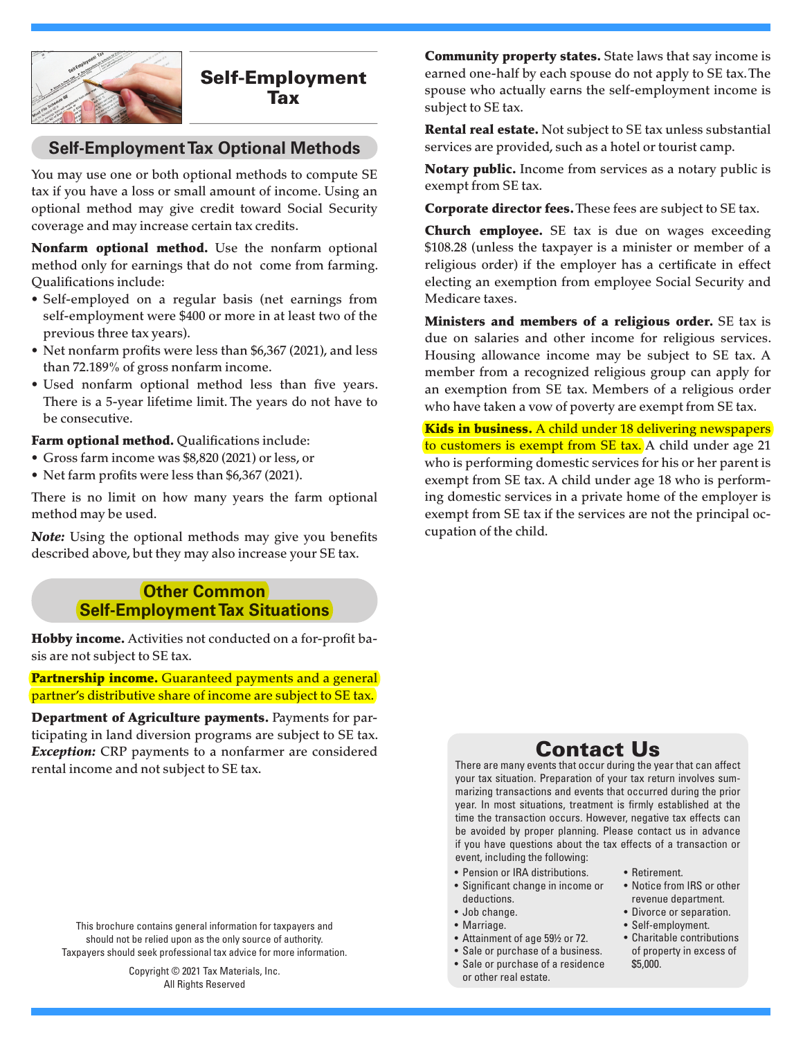# Self-Employment Tax

## Self-Employment Tax Optional Methods

You may use one or both optional methods to compute SE tax if you have a loss or small amount of income. Using an optional method may give credit toward Social Security coverage and may increase certain tax credits.

**Nonfarm optional method.** Use the nonfarm optional method only for earnings that do not come from farming. Qualifications include:

- Self-employed on a regular basis (net earnings from self-employment were $400 or more in at least two of the previous three tax years).
- Net nonfarm profits were less than $6,367 (2021), and less than 72.189% of gross nonfarm income.
- Used nonfarm optional method less than five years. There is a 5-year lifetime limit. The years do not have to be consecutive.

**Farm optional method.** Qualifications include:

- Gross farm income was $8,820 (2021) or less, or
- Net farm profits were less than $6,367 (2021).

There is no limit on how many years the farm optional method may be used.

***Note:*** Using the optional methods may give you benefits described above, but they may also increase your SE tax.

## Other Common Self-Employment Tax Situations

**Hobby income.** Activities not conducted on a for-profit basis are not subject to SE tax.

**Partnership income.** Guaranteed payments and a general partner's distributive share of income are subject to SE tax.

**Department of Agriculture payments.** Payments for participating in land diversion programs are subject to SE tax. ***Exception:*** CRP payments to a nonfarmer are considered rental income and not subject to SE tax.

**Community property states.** State laws that say income is earned one-half by each spouse do not apply to SE tax. The spouse who actually earns the self-employment income is subject to SE tax.

**Rental real estate.** Not subject to SE tax unless substantial services are provided, such as a hotel or tourist camp.

**Notary public.** Income from services as a notary public is exempt from SE tax.

**Corporate director fees.** These fees are subject to SE tax.

**Church employee.** SE tax is due on wages exceeding $108.28 (unless the taxpayer is a minister or member of a religious order) if the employer has a certificate in effect electing an exemption from employee Social Security and Medicare taxes.

**Ministers and members of a religious order.** SE tax is due on salaries and other income for religious services. Housing allowance income may be subject to SE tax. A member from a recognized religious group can apply for an exemption from SE tax. Members of a religious order who have taken a vow of poverty are exempt from SE tax.

**Kids in business.** A child under 18 delivering newspapers to customers is exempt from SE tax. A child under age 21 who is performing domestic services for his or her parent is exempt from SE tax. A child under age 18 who is performing domestic services in a private home of the employer is exempt from SE tax if the services are not the principal occupation of the child.

This brochure contains general information for taxpayers and should not be relied upon as the only source of authority. Taxpayers should seek professional tax advice for more information.

Copyright © 2021 Tax Materials, Inc.
All Rights Reserved

## Contact Us

There are many events that occur during the year that can affect your tax situation. Preparation of your tax return involves summarizing transactions and events that occurred during the prior year. In most situations, treatment is firmly established at the time the transaction occurs. However, negative tax effects can be avoided by proper planning. Please contact us in advance if you have questions about the tax effects of a transaction or event, including the following:

- Pension or IRA distributions.
- Significant change in income or deductions.
- Job change.
- Marriage.
- Attainment of age 59½ or 72.
- Sale or purchase of a business.
- Sale or purchase of a residence or other real estate.
- Retirement.
- Notice from IRS or other revenue department.
- Divorce or separation.
- Self-employment.
- Charitable contributions of property in excess of $5,000.